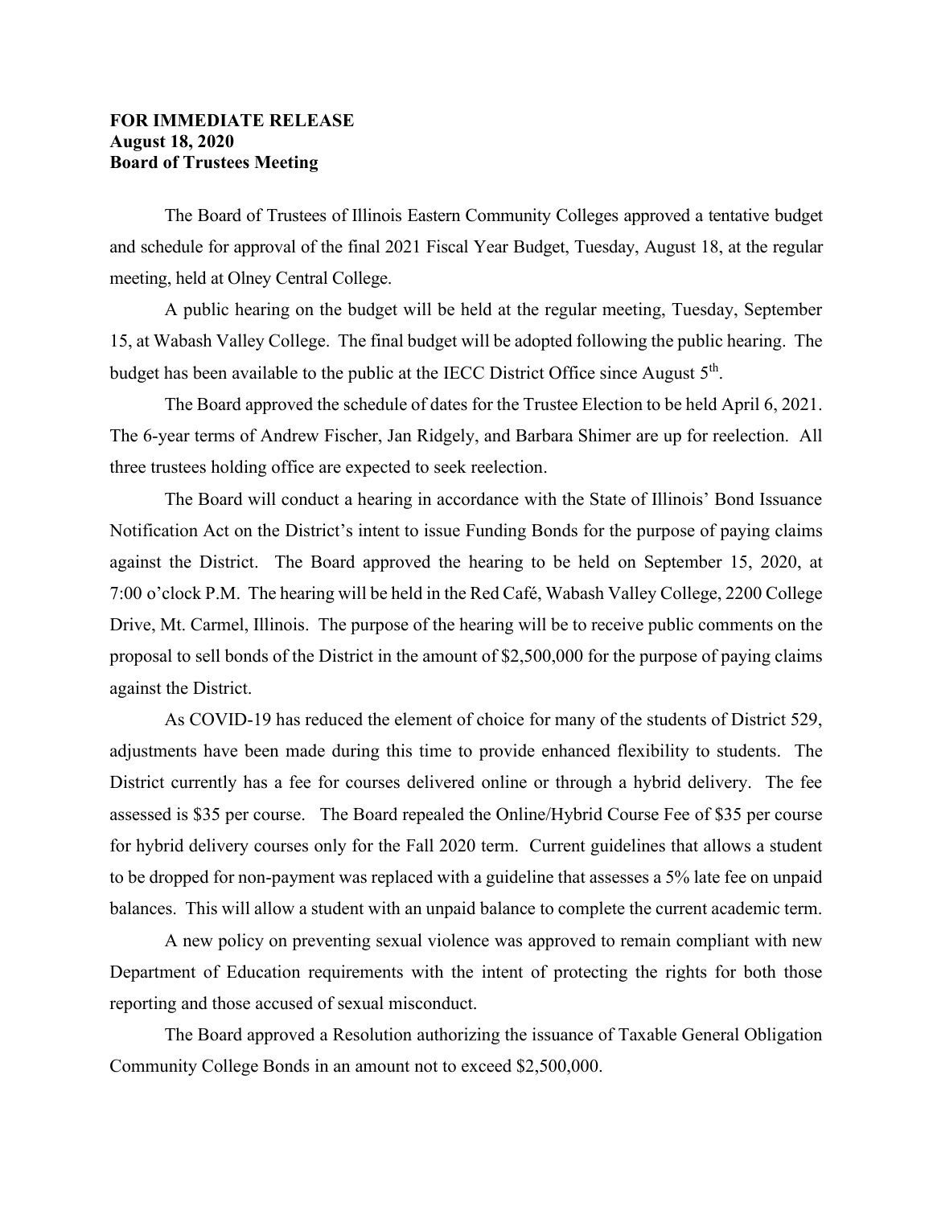**FOR IMMEDIATE RELEASE**
**August 18, 2020**
**Board of Trustees Meeting**

The Board of Trustees of Illinois Eastern Community Colleges approved a tentative budget and schedule for approval of the final 2021 Fiscal Year Budget, Tuesday, August 18, at the regular meeting, held at Olney Central College.

A public hearing on the budget will be held at the regular meeting, Tuesday, September 15, at Wabash Valley College. The final budget will be adopted following the public hearing. The budget has been available to the public at the IECC District Office since August 5th.

The Board approved the schedule of dates for the Trustee Election to be held April 6, 2021. The 6-year terms of Andrew Fischer, Jan Ridgely, and Barbara Shimer are up for reelection. All three trustees holding office are expected to seek reelection.

The Board will conduct a hearing in accordance with the State of Illinois' Bond Issuance Notification Act on the District's intent to issue Funding Bonds for the purpose of paying claims against the District. The Board approved the hearing to be held on September 15, 2020, at 7:00 o'clock P.M. The hearing will be held in the Red Café, Wabash Valley College, 2200 College Drive, Mt. Carmel, Illinois. The purpose of the hearing will be to receive public comments on the proposal to sell bonds of the District in the amount of $2,500,000 for the purpose of paying claims against the District.

As COVID-19 has reduced the element of choice for many of the students of District 529, adjustments have been made during this time to provide enhanced flexibility to students. The District currently has a fee for courses delivered online or through a hybrid delivery. The fee assessed is $35 per course. The Board repealed the Online/Hybrid Course Fee of $35 per course for hybrid delivery courses only for the Fall 2020 term. Current guidelines that allows a student to be dropped for non-payment was replaced with a guideline that assesses a 5% late fee on unpaid balances. This will allow a student with an unpaid balance to complete the current academic term.

A new policy on preventing sexual violence was approved to remain compliant with new Department of Education requirements with the intent of protecting the rights for both those reporting and those accused of sexual misconduct.

The Board approved a Resolution authorizing the issuance of Taxable General Obligation Community College Bonds in an amount not to exceed $2,500,000.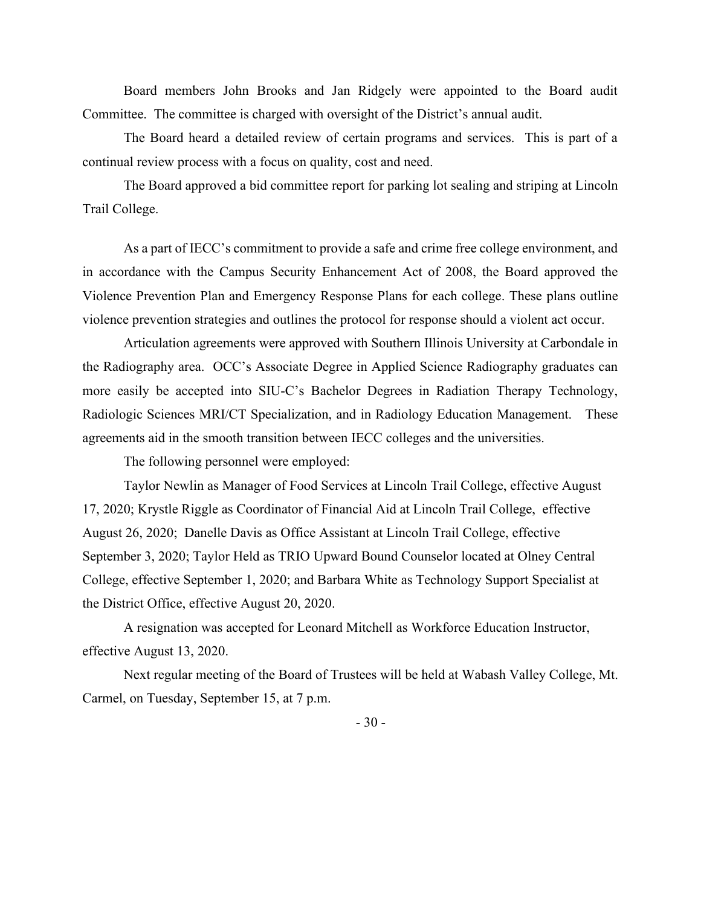Board members John Brooks and Jan Ridgely were appointed to the Board audit Committee. The committee is charged with oversight of the District's annual audit.

The Board heard a detailed review of certain programs and services. This is part of a continual review process with a focus on quality, cost and need.

The Board approved a bid committee report for parking lot sealing and striping at Lincoln Trail College.

As a part of IECC's commitment to provide a safe and crime free college environment, and in accordance with the Campus Security Enhancement Act of 2008, the Board approved the Violence Prevention Plan and Emergency Response Plans for each college. These plans outline violence prevention strategies and outlines the protocol for response should a violent act occur.

Articulation agreements were approved with Southern Illinois University at Carbondale in the Radiography area. OCC's Associate Degree in Applied Science Radiography graduates can more easily be accepted into SIU-C's Bachelor Degrees in Radiation Therapy Technology, Radiologic Sciences MRI/CT Specialization, and in Radiology Education Management. These agreements aid in the smooth transition between IECC colleges and the universities.

The following personnel were employed:

Taylor Newlin as Manager of Food Services at Lincoln Trail College, effective August 17, 2020; Krystle Riggle as Coordinator of Financial Aid at Lincoln Trail College, effective August 26, 2020; Danelle Davis as Office Assistant at Lincoln Trail College, effective September 3, 2020; Taylor Held as TRIO Upward Bound Counselor located at Olney Central College, effective September 1, 2020; and Barbara White as Technology Support Specialist at the District Office, effective August 20, 2020.

A resignation was accepted for Leonard Mitchell as Workforce Education Instructor, effective August 13, 2020.

Next regular meeting of the Board of Trustees will be held at Wabash Valley College, Mt. Carmel, on Tuesday, September 15, at 7 p.m.